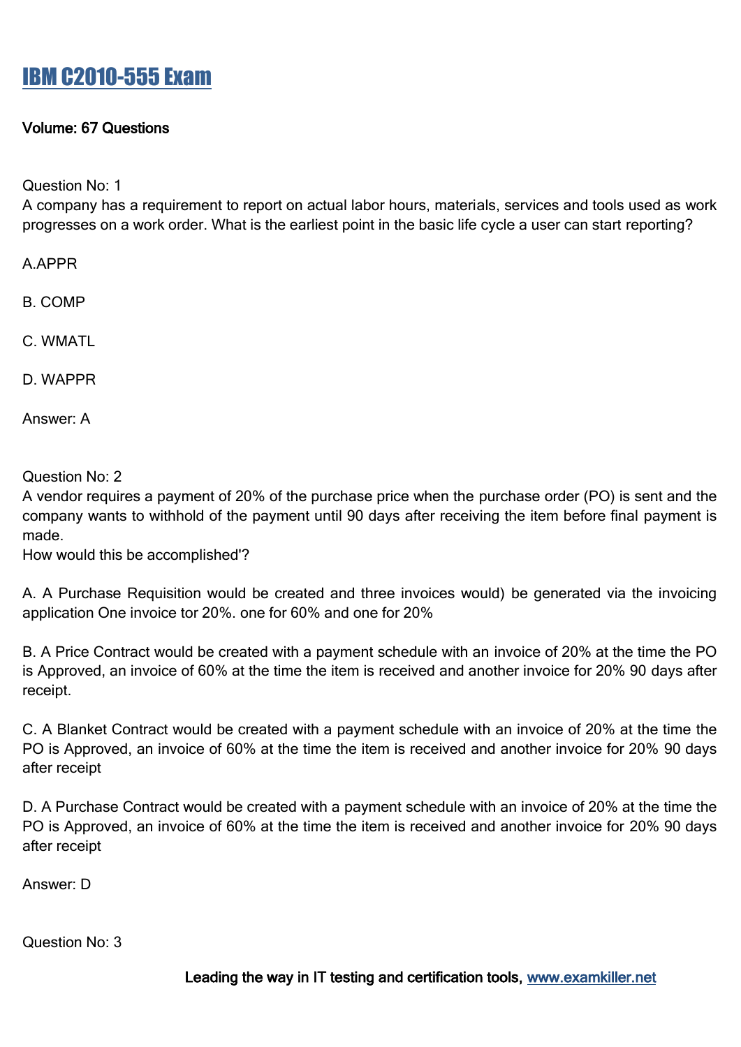# [IBM C2010-555 Exam](#)

**Volume: 67 Questions**

Question No: 1
A company has a requirement to report on actual labor hours, materials, services and tools used as work progresses on a work order. What is the earliest point in the basic life cycle a user can start reporting?

A.APPR

B. COMP

C. WMATL

D. WAPPR

Answer: A

Question No: 2
A vendor requires a payment of 20% of the purchase price when the purchase order (PO) is sent and the company wants to withhold of the payment until 90 days after receiving the item before final payment is made.
How would this be accomplished'?

A. A Purchase Requisition would be created and three invoices would) be generated via the invoicing application One invoice tor 20%. one for 60% and one for 20%

B. A Price Contract would be created with a payment schedule with an invoice of 20% at the time the PO is Approved, an invoice of 60% at the time the item is received and another invoice for 20% 90 days after receipt.

C. A Blanket Contract would be created with a payment schedule with an invoice of 20% at the time the PO is Approved, an invoice of 60% at the time the item is received and another invoice for 20% 90 days after receipt

D. A Purchase Contract would be created with a payment schedule with an invoice of 20% at the time the PO is Approved, an invoice of 60% at the time the item is received and another invoice for 20% 90 days after receipt

Answer: D

Question No: 3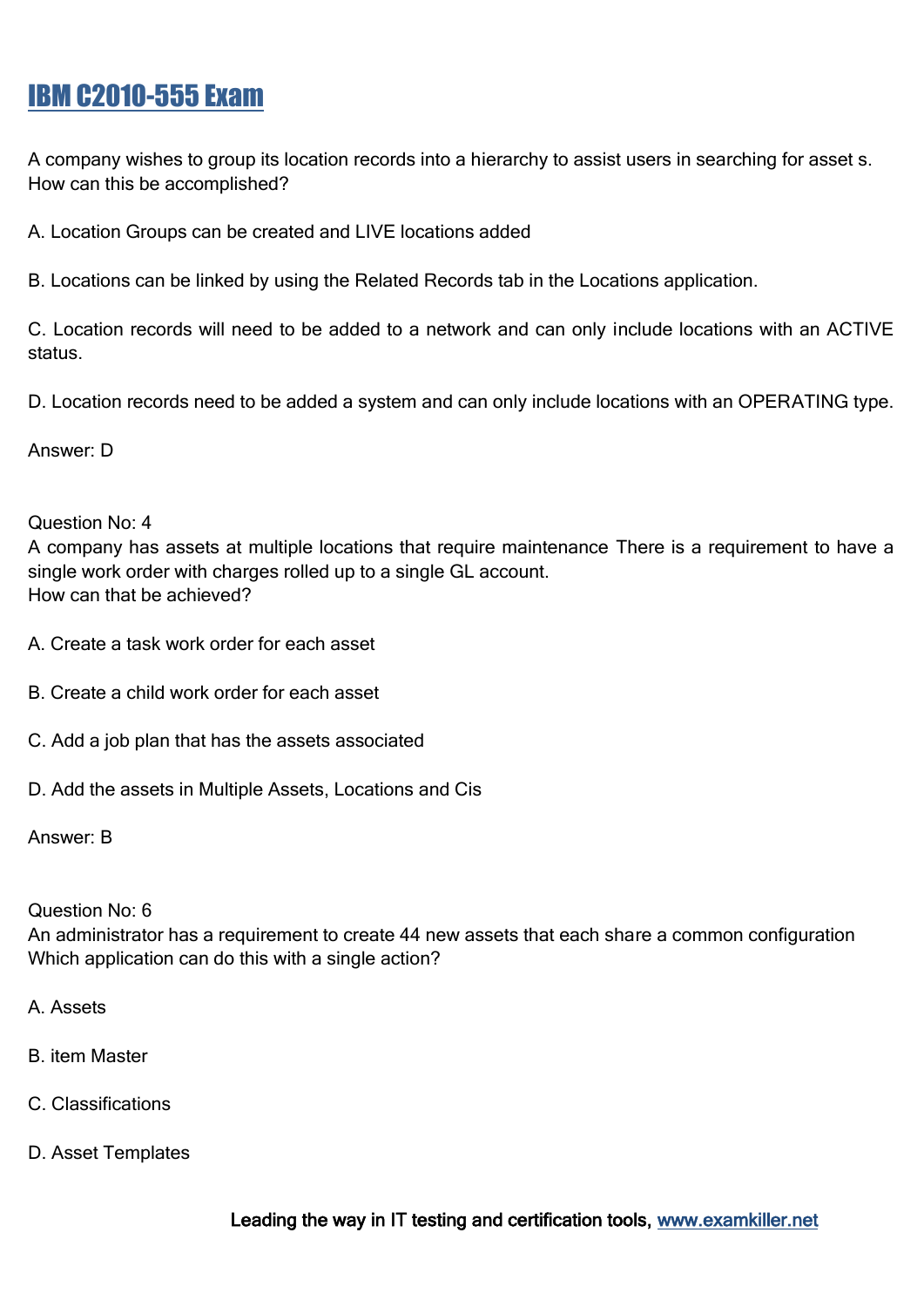# IBM C2010-555 Exam

A company wishes to group its location records into a hierarchy to assist users in searching for asset s. How can this be accomplished?

A. Location Groups can be created and LIVE locations added

B. Locations can be linked by using the Related Records tab in the Locations application.

C. Location records will need to be added to a network and can only include locations with an ACTIVE status.

D. Location records need to be added a system and can only include locations with an OPERATING type.

Answer: D

Question No: 4
A company has assets at multiple locations that require maintenance There is a requirement to have a single work order with charges rolled up to a single GL account.
How can that be achieved?

A. Create a task work order for each asset

B. Create a child work order for each asset

C. Add a job plan that has the assets associated

D. Add the assets in Multiple Assets, Locations and Cis

Answer: B

Question No: 6
An administrator has a requirement to create 44 new assets that each share a common configuration Which application can do this with a single action?

A. Assets

B. item Master

C. Classifications

D. Asset Templates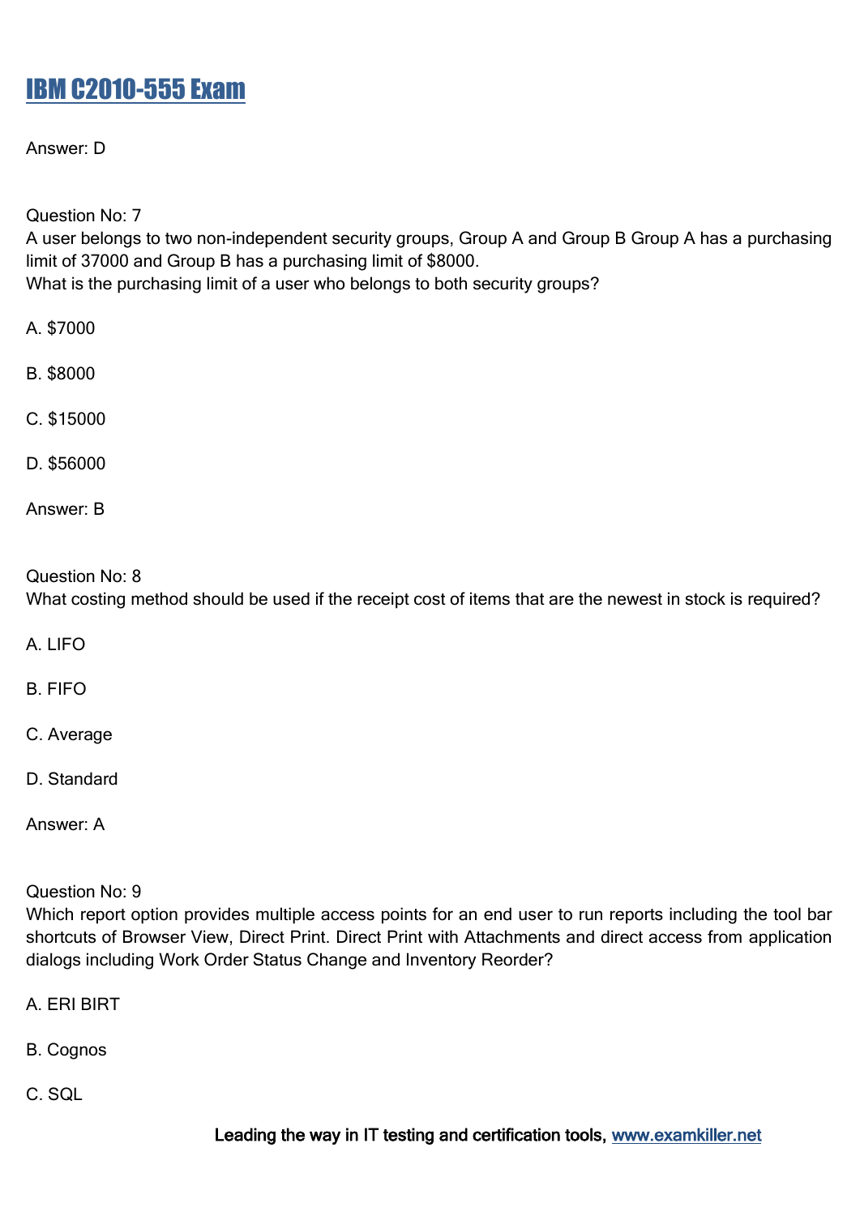Answer: D

Question No: 7
A user belongs to two non-independent security groups, Group A and Group B Group A has a purchasing limit of 37000 and Group B has a purchasing limit of $8000.
What is the purchasing limit of a user who belongs to both security groups?

A. $7000

B. $8000

C. $15000

D. $56000

Answer: B

Question No: 8
What costing method should be used if the receipt cost of items that are the newest in stock is required?

A. LIFO

B. FIFO

C. Average

D. Standard

Answer: A

Question No: 9
Which report option provides multiple access points for an end user to run reports including the tool bar shortcuts of Browser View, Direct Print. Direct Print with Attachments and direct access from application dialogs including Work Order Status Change and Inventory Reorder?

A. ERI BIRT

B. Cognos

C. SQL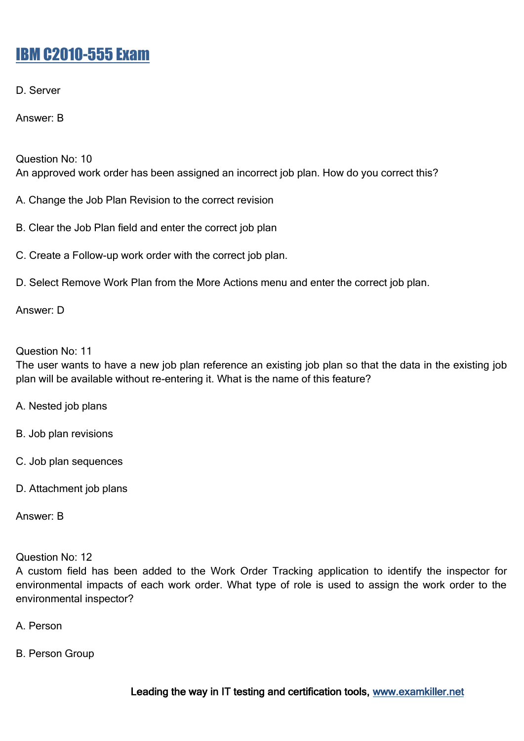D. Server

Answer: B

Question No: 10
An approved work order has been assigned an incorrect job plan. How do you correct this?

A. Change the Job Plan Revision to the correct revision

B. Clear the Job Plan field and enter the correct job plan

C. Create a Follow-up work order with the correct job plan.

D. Select Remove Work Plan from the More Actions menu and enter the correct job plan.

Answer: D

Question No: 11
The user wants to have a new job plan reference an existing job plan so that the data in the existing job plan will be available without re-entering it. What is the name of this feature?

A. Nested job plans

B. Job plan revisions

C. Job plan sequences

D. Attachment job plans

Answer: B

Question No: 12
A custom field has been added to the Work Order Tracking application to identify the inspector for environmental impacts of each work order. What type of role is used to assign the work order to the environmental inspector?

A. Person

B. Person Group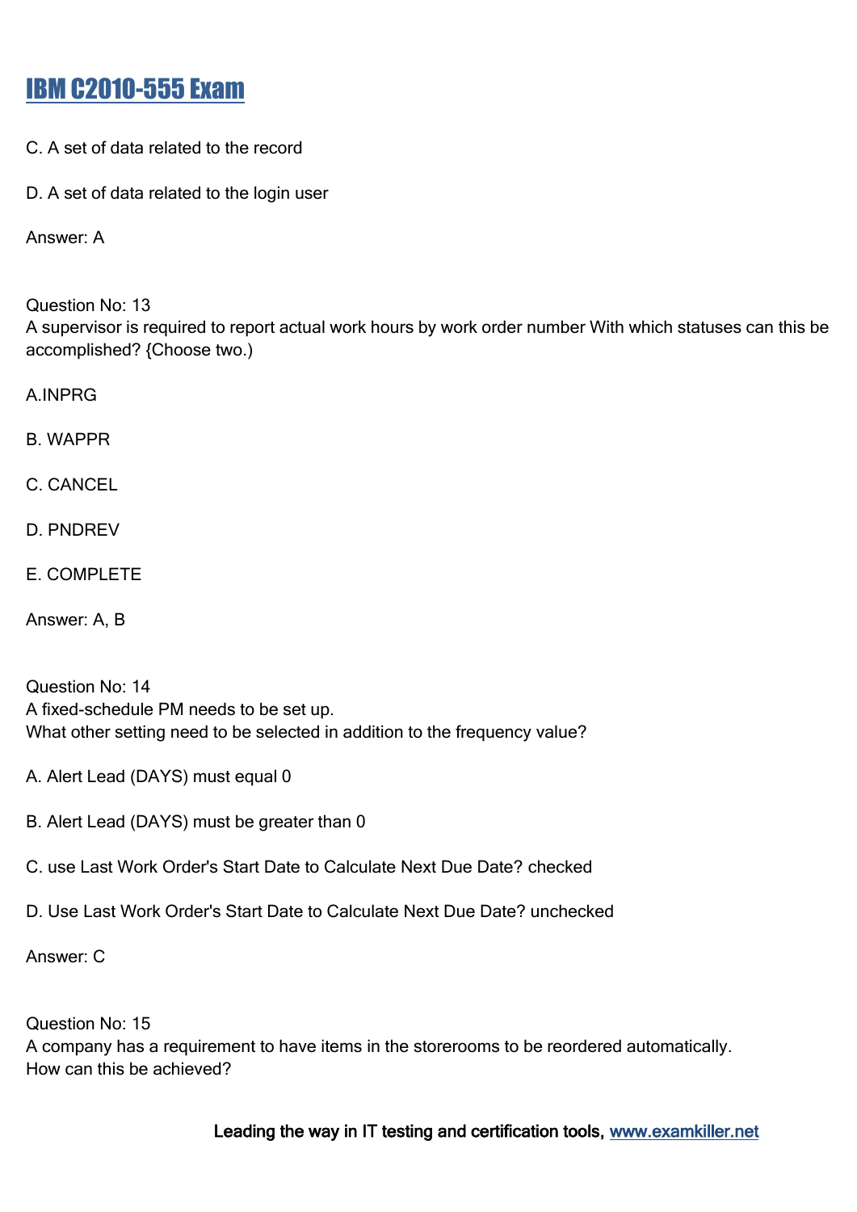C. A set of data related to the record

D. A set of data related to the login user

Answer: A

Question No: 13
A supervisor is required to report actual work hours by work order number With which statuses can this be accomplished? {Choose two.)

A.INPRG

B. WAPPR

C. CANCEL

D. PNDREV

E. COMPLETE

Answer: A, B

Question No: 14
A fixed-schedule PM needs to be set up.
What other setting need to be selected in addition to the frequency value?

A. Alert Lead (DAYS) must equal 0

B. Alert Lead (DAYS) must be greater than 0

C. use Last Work Order's Start Date to Calculate Next Due Date? checked

D. Use Last Work Order's Start Date to Calculate Next Due Date? unchecked

Answer: C

Question No: 15
A company has a requirement to have items in the storerooms to be reordered automatically.
How can this be achieved?